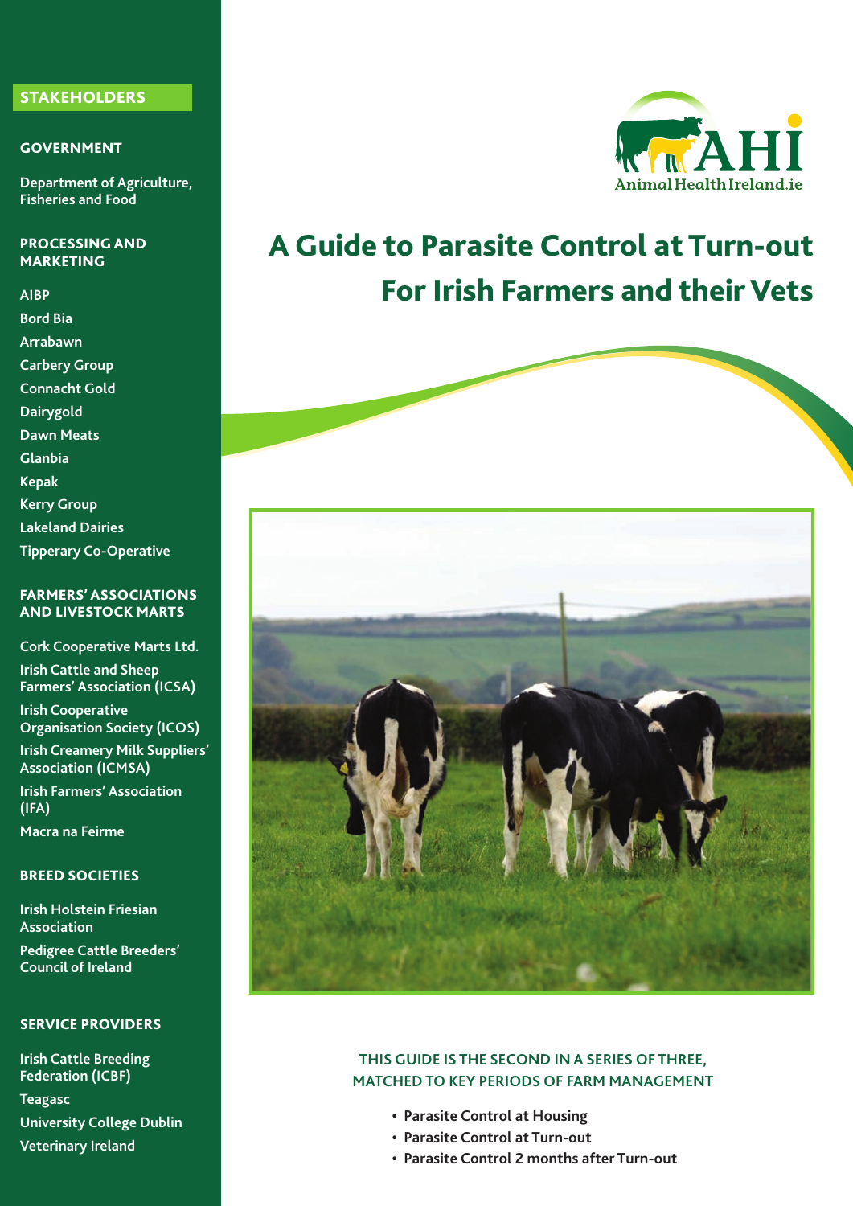# A Guide to Parasite Control at Turn-out For Irish Farmers and their Vets

THIS GUIDE IS THE SECOND IN A SERIES OF THREE, MATCHED TO KEY PERIODS OF FARM MANAGEMENT

- **Parasite Control at Housing**
- **Parasite Control at Turn-out**
- **Parasite Control 2 months after Turn-out**

## STAKEHOLDERS

### GOVERNMENT

Department of Agriculture, Fisheries and Food

### PROCESSING AND MARKETING

AIBP
Bord Bia
Arrabawn
Carbery Group
Connacht Gold
Dairygold
Dawn Meats
Glanbia
Kepak
Kerry Group
Lakeland Dairies
Tipperary Co-Operative

### FARMERS' ASSOCIATIONS AND LIVESTOCK MARTS

Cork Cooperative Marts Ltd.
Irish Cattle and Sheep Farmers' Association (ICSA)
Irish Cooperative Organisation Society (ICOS)
Irish Creamery Milk Suppliers' Association (ICMSA)
Irish Farmers' Association (IFA)
Macra na Feirme

### BREED SOCIETIES

Irish Holstein Friesian Association
Pedigree Cattle Breeders' Council of Ireland

### SERVICE PROVIDERS

Irish Cattle Breeding Federation (ICBF)
Teagasc
University College Dublin
Veterinary Ireland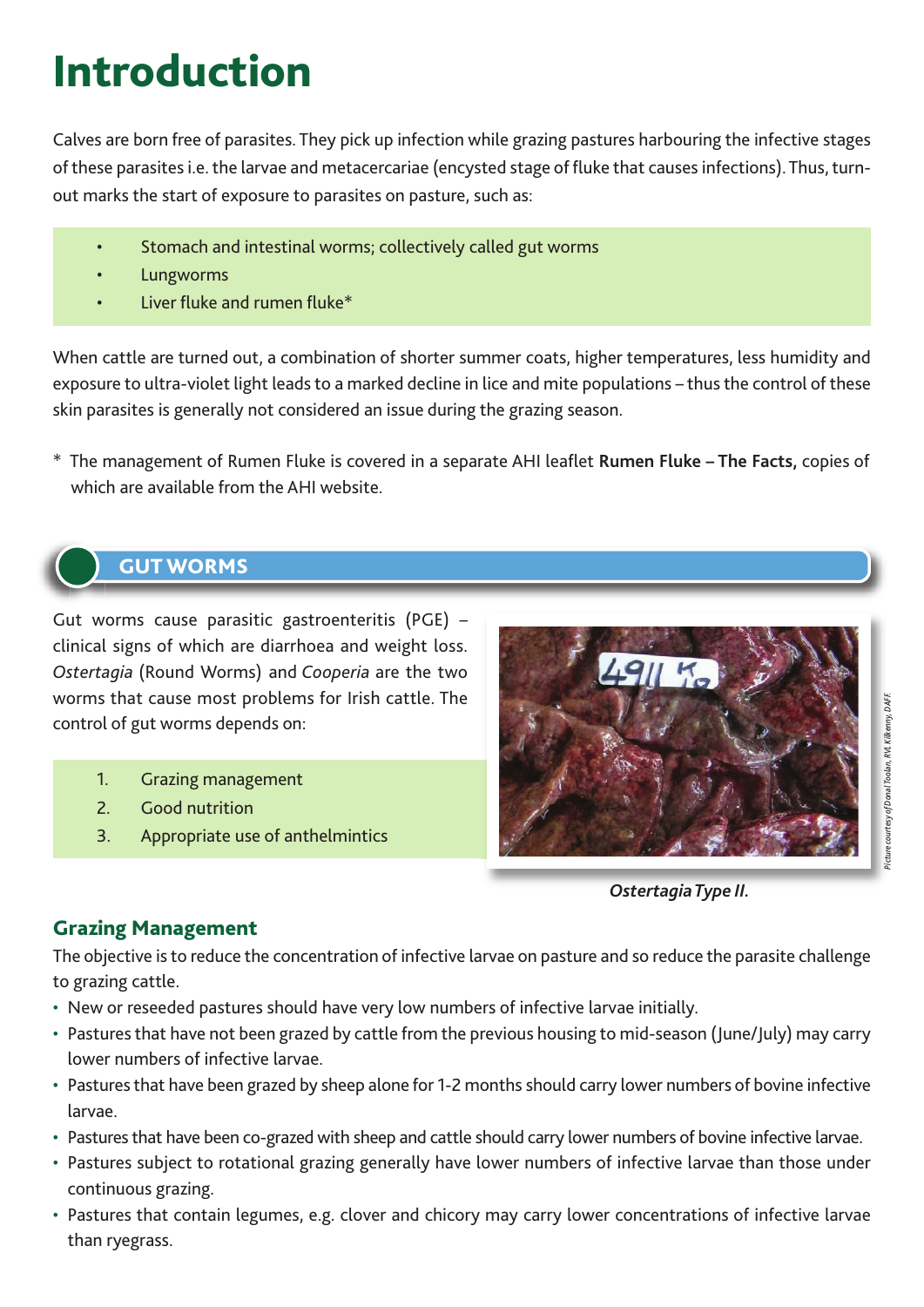# Introduction

Calves are born free of parasites. They pick up infection while grazing pastures harbouring the infective stages of these parasites i.e. the larvae and metacercariae (encysted stage of fluke that causes infections). Thus, turn-out marks the start of exposure to parasites on pasture, such as:

- Stomach and intestinal worms; collectively called gut worms
- Lungworms
- Liver fluke and rumen fluke*

When cattle are turned out, a combination of shorter summer coats, higher temperatures, less humidity and exposure to ultra-violet light leads to a marked decline in lice and mite populations – thus the control of these skin parasites is generally not considered an issue during the grazing season.

\* The management of Rumen Fluke is covered in a separate AHI leaflet **Rumen Fluke – The Facts,** copies of which are available from the AHI website.

## GUT WORMS

Gut worms cause parasitic gastroenteritis (PGE) – clinical signs of which are diarrhoea and weight loss. *Ostertagia* (Round Worms) and *Cooperia* are the two worms that cause most problems for Irish cattle. The control of gut worms depends on:

1. Grazing management
2. Good nutrition
3. Appropriate use of anthelmintics

*Ostertagia Type II.*

Picture courtesy of Donal Toolan, RVL Kilkenny, DAFF.

### Grazing Management

The objective is to reduce the concentration of infective larvae on pasture and so reduce the parasite challenge to grazing cattle.

- New or reseeded pastures should have very low numbers of infective larvae initially.
- Pastures that have not been grazed by cattle from the previous housing to mid-season (June/July) may carry lower numbers of infective larvae.
- Pastures that have been grazed by sheep alone for 1-2 months should carry lower numbers of bovine infective larvae.
- Pastures that have been co-grazed with sheep and cattle should carry lower numbers of bovine infective larvae.
- Pastures subject to rotational grazing generally have lower numbers of infective larvae than those under continuous grazing.
- Pastures that contain legumes, e.g. clover and chicory may carry lower concentrations of infective larvae than ryegrass.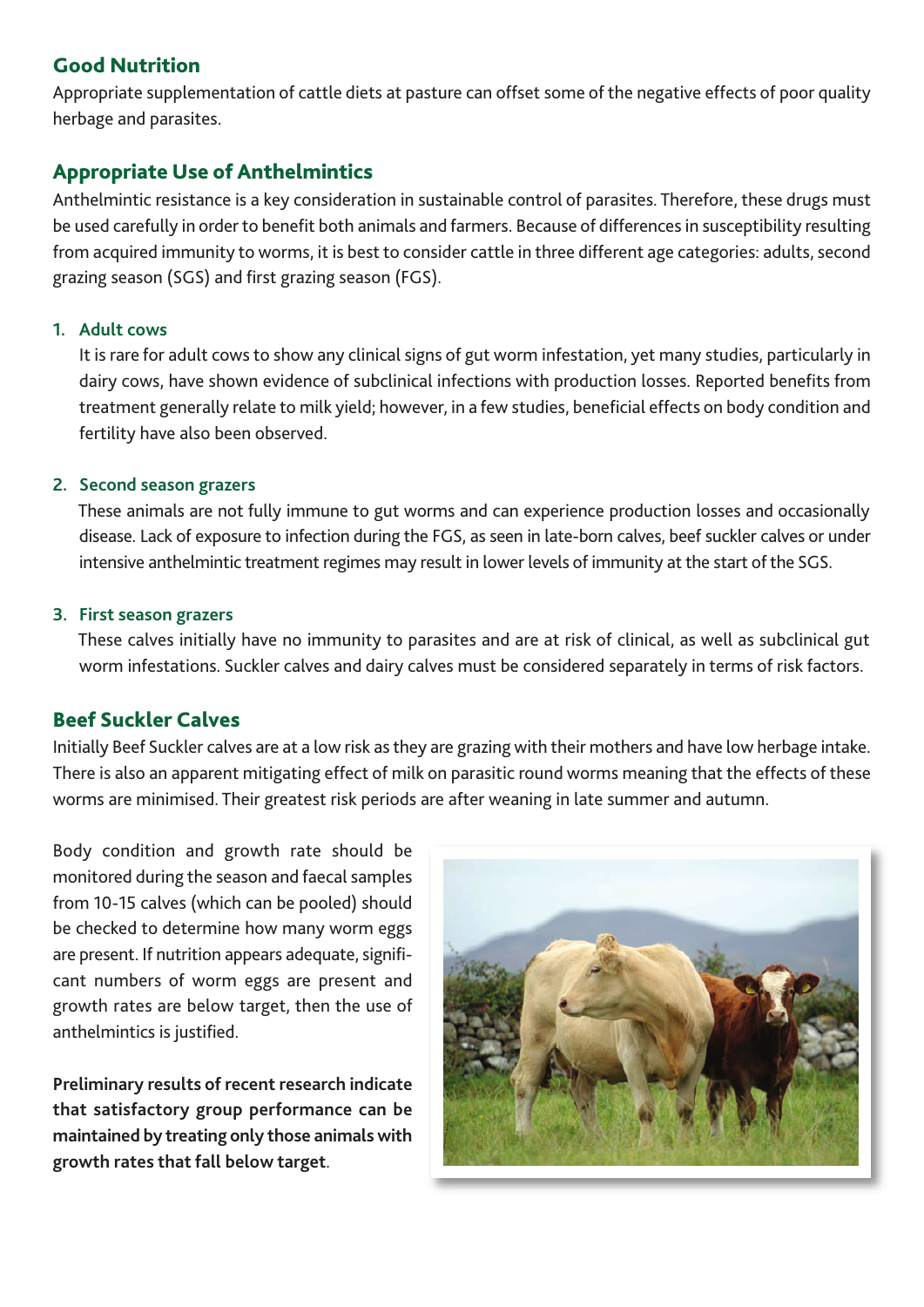## Good Nutrition

Appropriate supplementation of cattle diets at pasture can offset some of the negative effects of poor quality herbage and parasites.

## Appropriate Use of Anthelmintics

Anthelmintic resistance is a key consideration in sustainable control of parasites. Therefore, these drugs must be used carefully in order to benefit both animals and farmers. Because of differences in susceptibility resulting from acquired immunity to worms, it is best to consider cattle in three different age categories: adults, second grazing season (SGS) and first grazing season (FGS).

1. **Adult cows**

   It is rare for adult cows to show any clinical signs of gut worm infestation, yet many studies, particularly in dairy cows, have shown evidence of subclinical infections with production losses. Reported benefits from treatment generally relate to milk yield; however, in a few studies, beneficial effects on body condition and fertility have also been observed.

2. **Second season grazers**

   These animals are not fully immune to gut worms and can experience production losses and occasionally disease. Lack of exposure to infection during the FGS, as seen in late-born calves, beef suckler calves or under intensive anthelmintic treatment regimes may result in lower levels of immunity at the start of the SGS.

3. **First season grazers**

   These calves initially have no immunity to parasites and are at risk of clinical, as well as subclinical gut worm infestations. Suckler calves and dairy calves must be considered separately in terms of risk factors.

## Beef Suckler Calves

Initially Beef Suckler calves are at a low risk as they are grazing with their mothers and have low herbage intake. There is also an apparent mitigating effect of milk on parasitic round worms meaning that the effects of these worms are minimised. Their greatest risk periods are after weaning in late summer and autumn.

Body condition and growth rate should be monitored during the season and faecal samples from 10-15 calves (which can be pooled) should be checked to determine how many worm eggs are present. If nutrition appears adequate, significant numbers of worm eggs are present and growth rates are below target, then the use of anthelmintics is justified.

**Preliminary results of recent research indicate that satisfactory group performance can be maintained by treating only those animals with growth rates that fall below target**.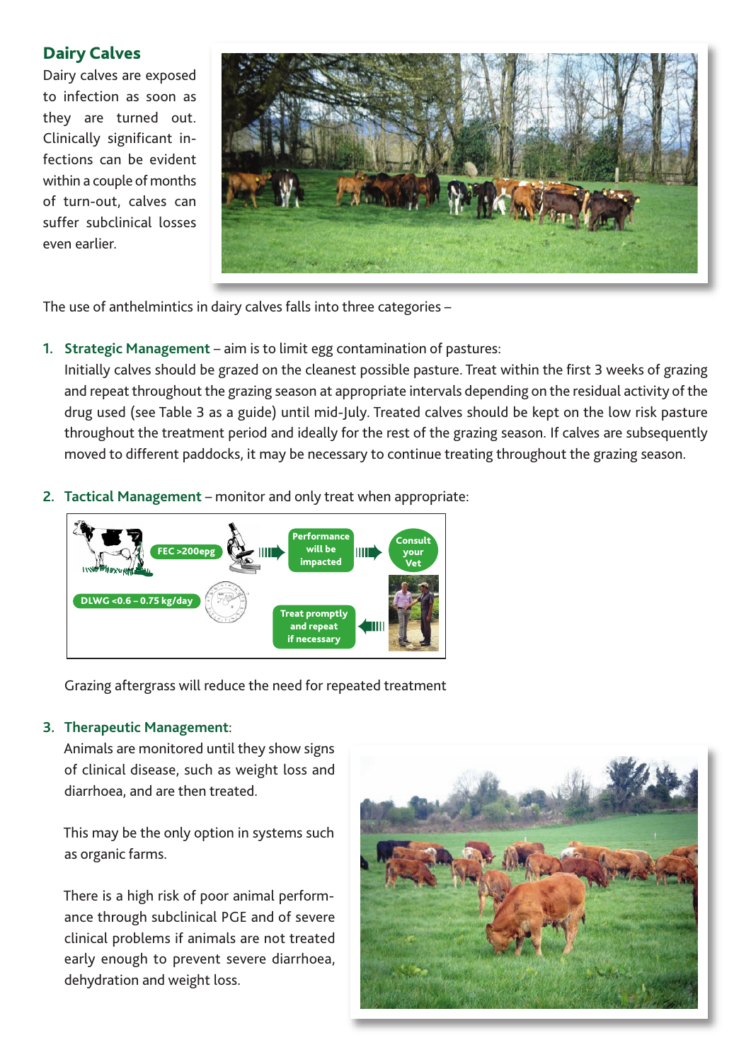## Dairy Calves

Dairy calves are exposed to infection as soon as they are turned out. Clinically significant infections can be evident within a couple of months of turn-out, calves can suffer subclinical losses even earlier.

The use of anthelmintics in dairy calves falls into three categories –

1. **Strategic Management** – aim is to limit egg contamination of pastures:
   Initially calves should be grazed on the cleanest possible pasture. Treat within the first 3 weeks of grazing and repeat throughout the grazing season at appropriate intervals depending on the residual activity of the drug used (see Table 3 as a guide) until mid-July. Treated calves should be kept on the low risk pasture throughout the treatment period and ideally for the rest of the grazing season. If calves are subsequently moved to different paddocks, it may be necessary to continue treating throughout the grazing season.

2. **Tactical Management** – monitor and only treat when appropriate:

   FEC >200epg → Performance will be impacted → Consult your Vet → Treat promptly and repeat if necessary

   DLWG <0.6 – 0.75 kg/day

   Grazing aftergrass will reduce the need for repeated treatment

3. **Therapeutic Management**:
   Animals are monitored until they show signs of clinical disease, such as weight loss and diarrhoea, and are then treated.

   This may be the only option in systems such as organic farms.

   There is a high risk of poor animal performance through subclinical PGE and of severe clinical problems if animals are not treated early enough to prevent severe diarrhoea, dehydration and weight loss.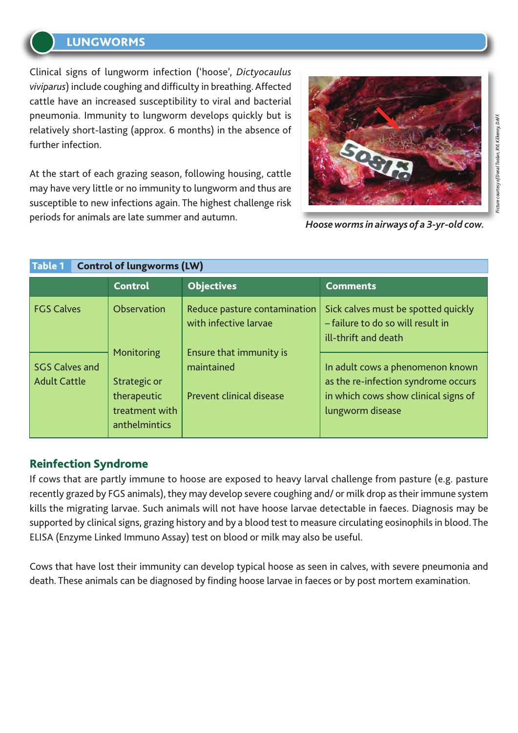## LUNGWORMS

Clinical signs of lungworm infection ('hoose', *Dictyocaulus viviparus*) include coughing and difficulty in breathing. Affected cattle have an increased susceptibility to viral and bacterial pneumonia. Immunity to lungworm develops quickly but is relatively short-lasting (approx. 6 months) in the absence of further infection.

At the start of each grazing season, following housing, cattle may have very little or no immunity to lungworm and thus are susceptible to new infections again. The highest challenge risk periods for animals are late summer and autumn.

*Hoose worms in airways of a 3-yr-old cow.*

*Picture courtesy of Donal Toolan, RVL Kilkenny, DAFF.*

**Table 1 Control of lungworms (LW)**

| | Control | Objectives | Comments |
|---|---|---|---|
| FGS Calves | Observation | Reduce pasture contamination with infective larvae | Sick calves must be spotted quickly – failure to do so will result in ill-thrift and death |
| SGS Calves and Adult Cattle | Monitoring<br><br>Strategic or therapeutic treatment with anthelmintics | Ensure that immunity is maintained<br><br>Prevent clinical disease | In adult cows a phenomenon known as the re-infection syndrome occurs in which cows show clinical signs of lungworm disease |

### Reinfection Syndrome

If cows that are partly immune to hoose are exposed to heavy larval challenge from pasture (e.g. pasture recently grazed by FGS animals), they may develop severe coughing and/ or milk drop as their immune system kills the migrating larvae. Such animals will not have hoose larvae detectable in faeces. Diagnosis may be supported by clinical signs, grazing history and by a blood test to measure circulating eosinophils in blood. The ELISA (Enzyme Linked Immuno Assay) test on blood or milk may also be useful.

Cows that have lost their immunity can develop typical hoose as seen in calves, with severe pneumonia and death. These animals can be diagnosed by finding hoose larvae in faeces or by post mortem examination.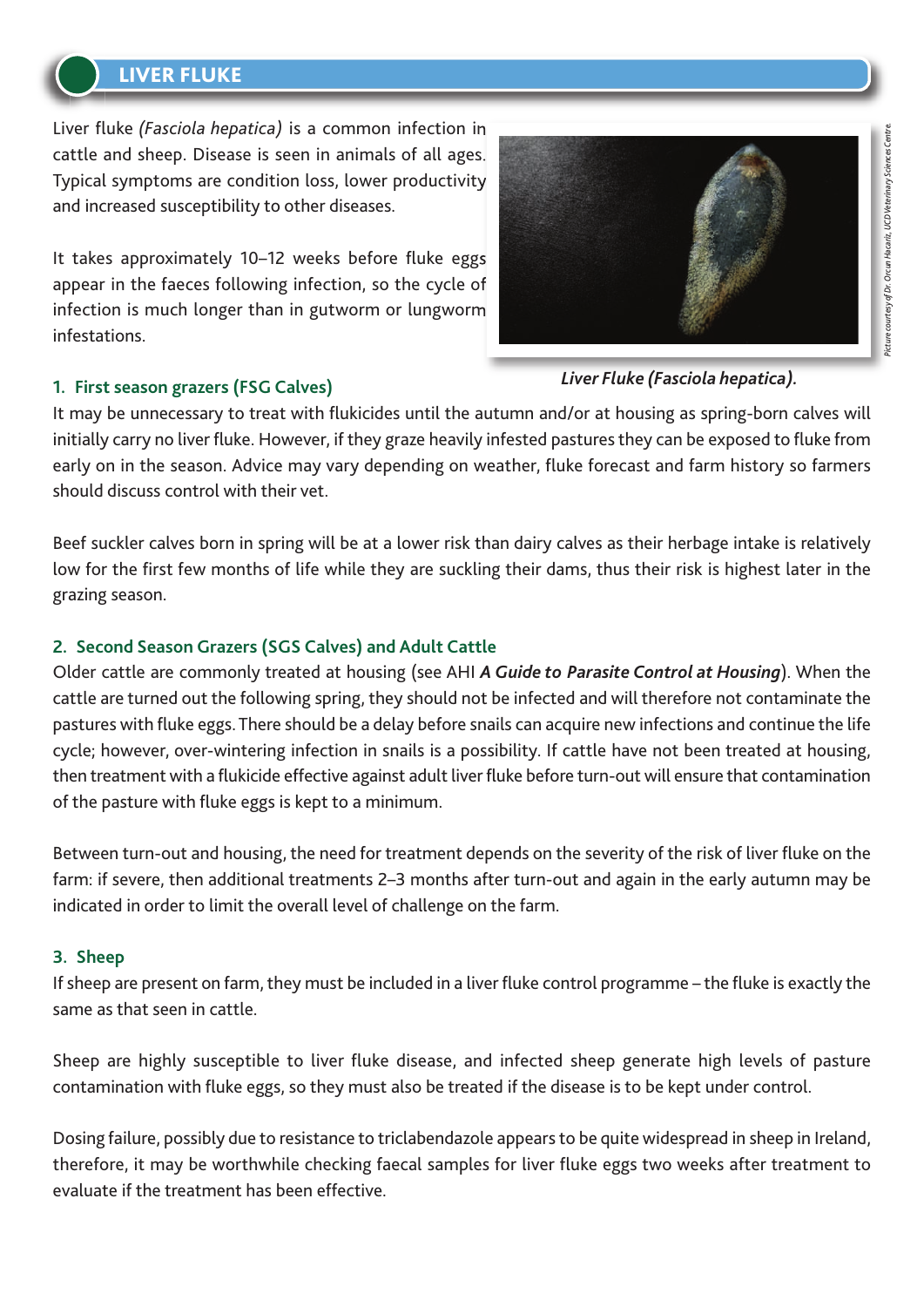## LIVER FLUKE

Liver fluke *(Fasciola hepatica)* is a common infection in cattle and sheep. Disease is seen in animals of all ages. Typical symptoms are condition loss, lower productivity and increased susceptibility to other diseases.

It takes approximately 10–12 weeks before fluke eggs appear in the faeces following infection, so the cycle of infection is much longer than in gutworm or lungworm infestations.

*Liver Fluke (Fasciola hepatica).*

*Picture courtesy of Dr. Orcun Hacariz, UCD Veterinary Sciences Centre.*

### 1. First season grazers (FSG Calves)

It may be unnecessary to treat with flukicides until the autumn and/or at housing as spring-born calves will initially carry no liver fluke. However, if they graze heavily infested pastures they can be exposed to fluke from early on in the season. Advice may vary depending on weather, fluke forecast and farm history so farmers should discuss control with their vet.

Beef suckler calves born in spring will be at a lower risk than dairy calves as their herbage intake is relatively low for the first few months of life while they are suckling their dams, thus their risk is highest later in the grazing season.

### 2. Second Season Grazers (SGS Calves) and Adult Cattle

Older cattle are commonly treated at housing (see AHI ***A Guide to Parasite Control at Housing***). When the cattle are turned out the following spring, they should not be infected and will therefore not contaminate the pastures with fluke eggs. There should be a delay before snails can acquire new infections and continue the life cycle; however, over-wintering infection in snails is a possibility. If cattle have not been treated at housing, then treatment with a flukicide effective against adult liver fluke before turn-out will ensure that contamination of the pasture with fluke eggs is kept to a minimum.

Between turn-out and housing, the need for treatment depends on the severity of the risk of liver fluke on the farm: if severe, then additional treatments 2–3 months after turn-out and again in the early autumn may be indicated in order to limit the overall level of challenge on the farm.

### 3. Sheep

If sheep are present on farm, they must be included in a liver fluke control programme – the fluke is exactly the same as that seen in cattle.

Sheep are highly susceptible to liver fluke disease, and infected sheep generate high levels of pasture contamination with fluke eggs, so they must also be treated if the disease is to be kept under control.

Dosing failure, possibly due to resistance to triclabendazole appears to be quite widespread in sheep in Ireland, therefore, it may be worthwhile checking faecal samples for liver fluke eggs two weeks after treatment to evaluate if the treatment has been effective.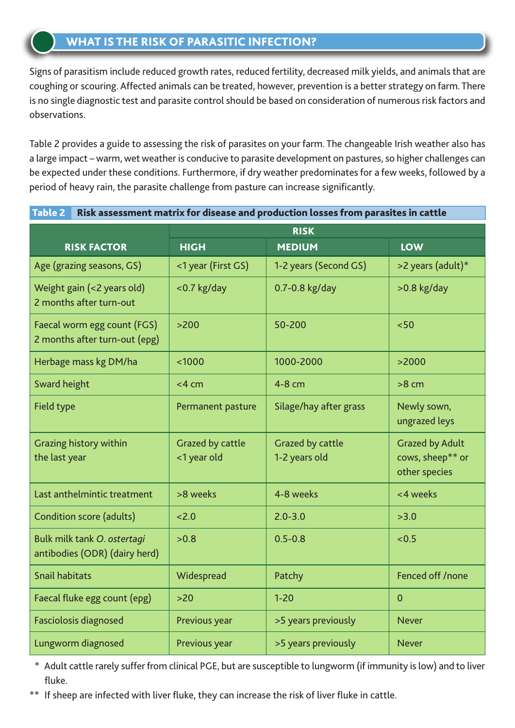## WHAT IS THE RISK OF PARASITIC INFECTION?

Signs of parasitism include reduced growth rates, reduced fertility, decreased milk yields, and animals that are coughing or scouring. Affected animals can be treated, however, prevention is a better strategy on farm. There is no single diagnostic test and parasite control should be based on consideration of numerous risk factors and observations.

Table 2 provides a guide to assessing the risk of parasites on your farm. The changeable Irish weather also has a large impact – warm, wet weather is conducive to parasite development on pastures, so higher challenges can be expected under these conditions. Furthermore, if dry weather predominates for a few weeks, followed by a period of heavy rain, the parasite challenge from pasture can increase significantly.

**Table 2** Risk assessment matrix for disease and production losses from parasites in cattle

| RISK FACTOR | RISK | | |
|---|---|---|---|
| | **HIGH** | **MEDIUM** | **LOW** |
| Age (grazing seasons, GS) | <1 year (First GS) | 1-2 years (Second GS) | >2 years (adult)* |
| Weight gain (<2 years old) 2 months after turn-out | <0.7 kg/day | 0.7-0.8 kg/day | >0.8 kg/day |
| Faecal worm egg count (FGS) 2 months after turn-out (epg) | >200 | 50-200 | <50 |
| Herbage mass kg DM/ha | <1000 | 1000-2000 | >2000 |
| Sward height | <4 cm | 4-8 cm | >8 cm |
| Field type | Permanent pasture | Silage/hay after grass | Newly sown, ungrazed leys |
| Grazing history within the last year | Grazed by cattle <1 year old | Grazed by cattle 1-2 years old | Grazed by Adult cows, sheep** or other species |
| Last anthelmintic treatment | >8 weeks | 4-8 weeks | <4 weeks |
| Condition score (adults) | <2.0 | 2.0-3.0 | >3.0 |
| Bulk milk tank *O. ostertagi* antibodies (ODR) (dairy herd) | >0.8 | 0.5-0.8 | <0.5 |
| Snail habitats | Widespread | Patchy | Fenced off /none |
| Faecal fluke egg count (epg) | >20 | 1-20 | 0 |
| Fasciolosis diagnosed | Previous year | >5 years previously | Never |
| Lungworm diagnosed | Previous year | >5 years previously | Never |

\* Adult cattle rarely suffer from clinical PGE, but are susceptible to lungworm (if immunity is low) and to liver fluke.

\*\* If sheep are infected with liver fluke, they can increase the risk of liver fluke in cattle.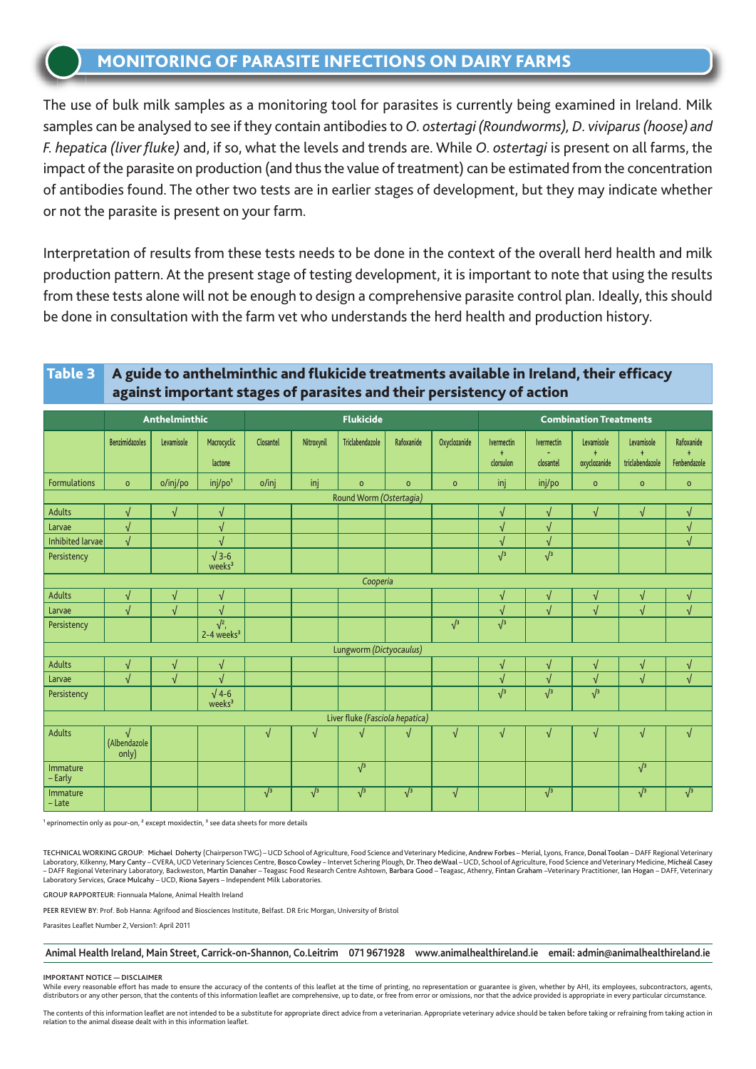## MONITORING OF PARASITE INFECTIONS ON DAIRY FARMS

The use of bulk milk samples as a monitoring tool for parasites is currently being examined in Ireland. Milk samples can be analysed to see if they contain antibodies to *O. ostertagi (Roundworms), D. viviparus (hoose) and F. hepatica (liver fluke)* and, if so, what the levels and trends are. While *O. ostertagi* is present on all farms, the impact of the parasite on production (and thus the value of treatment) can be estimated from the concentration of antibodies found. The other two tests are in earlier stages of development, but they may indicate whether or not the parasite is present on your farm.

Interpretation of results from these tests needs to be done in the context of the overall herd health and milk production pattern. At the present stage of testing development, it is important to note that using the results from these tests alone will not be enough to design a comprehensive parasite control plan. Ideally, this should be done in consultation with the farm vet who understands the herd health and production history.

**Table 3 A guide to anthelminthic and flukicide treatments available in Ireland, their efficacy against important stages of parasites and their persistency of action**

| | Anthelminthic | | | Flukicide | | | | | Combination Treatments | | | | |
|---|---|---|---|---|---|---|---|---|---|---|---|---|---|
| | Benzimidazoles | Levamisole | Macrocyclic lactone | Closantel | Nitroxynil | Triclabendazole | Rafoxanide | Oxyclozanide | Ivermectin + clorsulon | Ivermectin - closantel | Levamisole + oxyclozanide | Levamisole + triclabendazole | Rafoxanide + Fenbendazole |
| Formulations | o | o/inj/po | inj/po[1] | o/inj | inj | o | o | o | inj | inj/po | o | o | o |
| **Round Worm (*Ostertagia*)** | | | | | | | | | | | | | |
| Adults | √ | √ | √ | | | | | | √ | √ | √ | √ | √ |
| Larvae | √ | | √ | | | | | | √ | √ | | | √ |
| Inhibited larvae | √ | | √ | | | | | | √ | √ | | | √ |
| Persistency | | | √ 3-6 weeks[3] | | | | | | √[3] | √[3] | | | |
| ***Cooperia*** | | | | | | | | | | | | | |
| Adults | √ | √ | √ | | | | | | √ | √ | √ | √ | √ |
| Larvae | √ | √ | √ | | | | | | √ | √ | √ | √ | √ |
| Persistency | | | √[2], 2-4 weeks[3] | | | | | √[3] | √[3] | | | | |
| **Lungworm (*Dictyocaulus*)** | | | | | | | | | | | | | |
| Adults | √ | √ | √ | | | | | | √ | √ | √ | √ | √ |
| Larvae | √ | √ | √ | | | | | | √ | √ | √ | √ | √ |
| Persistency | | | √ 4-6 weeks[3] | | | | | | √[3] | √[3] | √[3] | | |
| **Liver fluke (*Fasciola hepatica*)** | | | | | | | | | | | | | |
| Adults | √ (Albendazole only) | | | √ | √ | √ | √ | √ | √ | √ | √ | √ | √ |
| Immature – Early | | | | | | √[3] | | | | | | √[3] | |
| Immature – Late | | | | √[3] | √[3] | √[3] | √[3] | √ | | √[3] | | √[3] | √[3] |

[1] eprinomectin only as pour-on, [2] except moxidectin, [3] see data sheets for more details

TECHNICAL WORKING GROUP: **Michael Doherty** (Chairperson TWG) – UCD School of Agriculture, Food Science and Veterinary Medicine, **Andrew Forbes** – Merial, Lyons, France, **Donal Toolan** – DAFF Regional Veterinary Laboratory, Kilkenny, **Mary Canty** – CVERA, UCD Veterinary Sciences Centre, **Bosco Cowley** – Intervet Schering Plough, **Dr. Theo deWaal** – UCD, School of Agriculture, Food Science and Veterinary Medicine, **Micheál Casey** – DAFF Regional Veterinary Laboratory, Backweston, **Martin Danaher** – Teagasc Food Research Centre Ashtown, **Barbara Good** – Teagasc, Athenry, **Fintan Graham** –Veterinary Practitioner, **Ian Hogan** – DAFF, Veterinary Laboratory Services, **Grace Mulcahy** – UCD, **Riona Sayers** – Independent Milk Laboratories.

GROUP RAPPORTEUR: Fionnuala Malone, Animal Health Ireland

PEER REVIEW BY: Prof. Bob Hanna: Agrifood and Biosciences Institute, Belfast. DR Eric Morgan, University of Bristol

Parasites Leaflet Number 2, Version1: April 2011

**Animal Health Ireland, Main Street, Carrick-on-Shannon, Co.Leitrim 071 9671928 www.animalhealthireland.ie email: admin@animalhealthireland.ie**

**IMPORTANT NOTICE — DISCLAIMER**
While every reasonable effort has made to ensure the accuracy of the contents of this leaflet at the time of printing, no representation or guarantee is given, whether by AHI, its employees, subcontractors, agents, distributors or any other person, that the contents of this information leaflet are comprehensive, up to date, or free from error or omissions, nor that the advice provided is appropriate in every particular circumstance.

The contents of this information leaflet are not intended to be a substitute for appropriate direct advice from a veterinarian. Appropriate veterinary advice should be taken before taking or refraining from taking action in relation to the animal disease dealt with in this information leaflet.